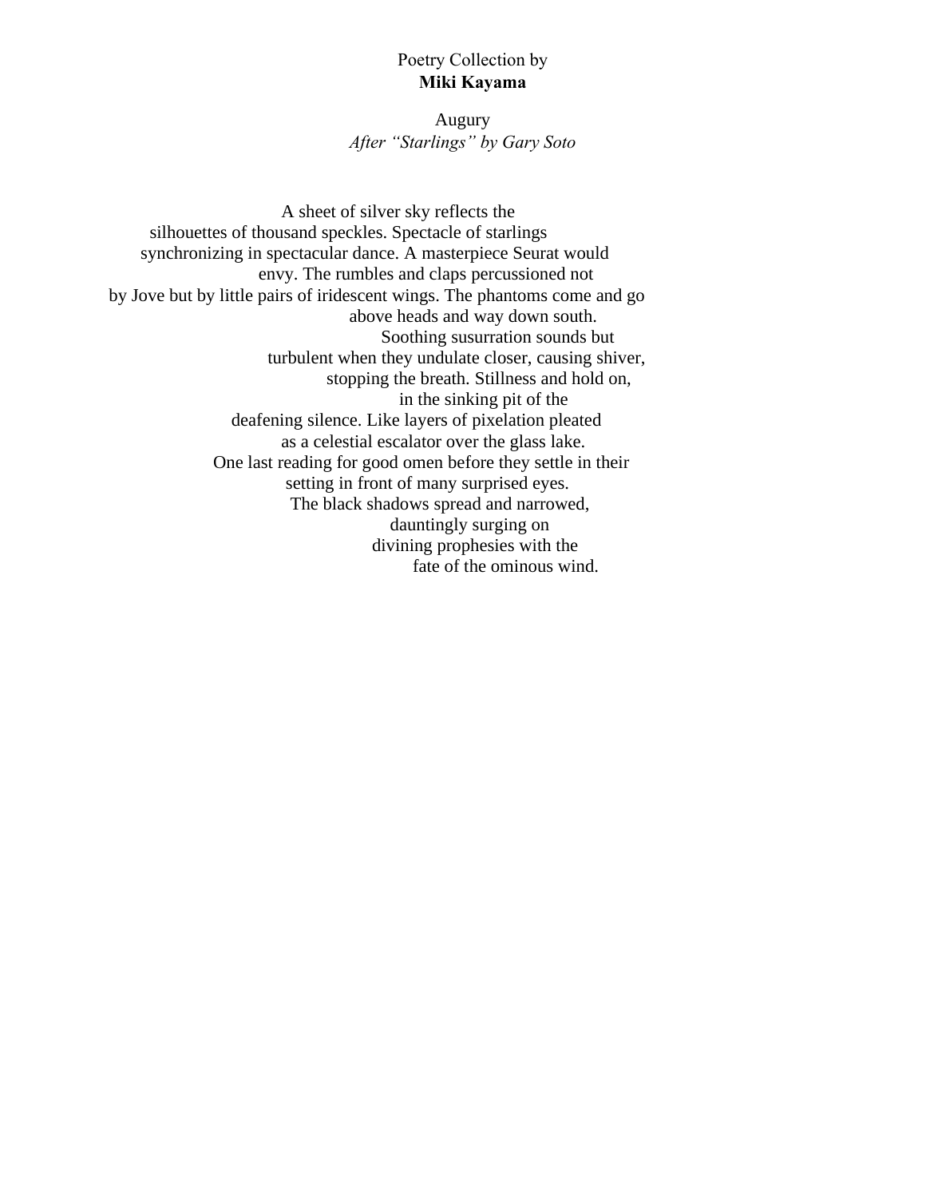Poetry Collection by
**Miki Kayama**

## Augury

*After "Starlings" by Gary Soto*

A sheet of silver sky reflects the
silhouettes of thousand speckles. Spectacle of starlings
synchronizing in spectacular dance. A masterpiece Seurat would
envy. The rumbles and claps percussioned not
by Jove but by little pairs of iridescent wings. The phantoms come and go
above heads and way down south.
Soothing susurration sounds but
turbulent when they undulate closer, causing shiver,
stopping the breath. Stillness and hold on,
in the sinking pit of the
deafening silence. Like layers of pixelation pleated
as a celestial escalator over the glass lake.
One last reading for good omen before they settle in their
setting in front of many surprised eyes.
The black shadows spread and narrowed,
dauntingly surging on
divining prophesies with the
fate of the ominous wind.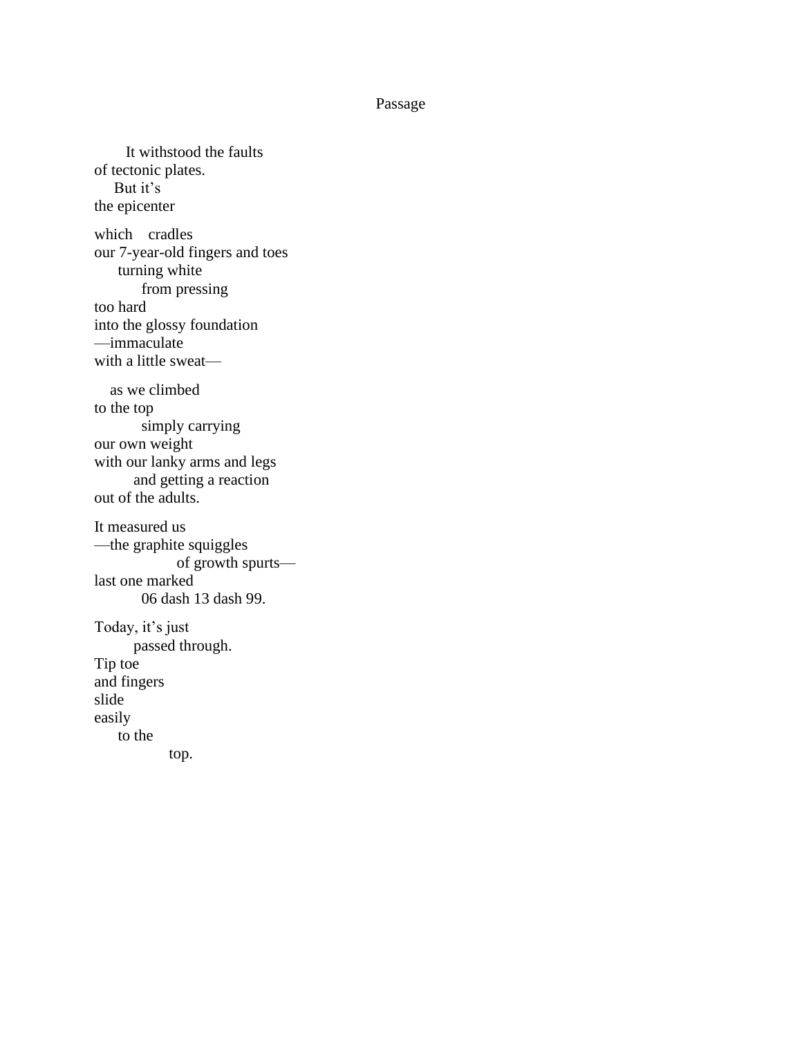# Passage

It withstood the faults  
of tectonic plates.  
But it's  
the epicenter

which cradles  
our 7-year-old fingers and toes  
turning white  
from pressing  
too hard  
into the glossy foundation  
—immaculate  
with a little sweat—

as we climbed  
to the top  
simply carrying  
our own weight  
with our lanky arms and legs  
and getting a reaction  
out of the adults.

It measured us  
—the graphite squiggles  
of growth spurts—  
last one marked  
06 dash 13 dash 99.

Today, it's just  
passed through.  
Tip toe  
and fingers  
slide  
easily  
to the  
top.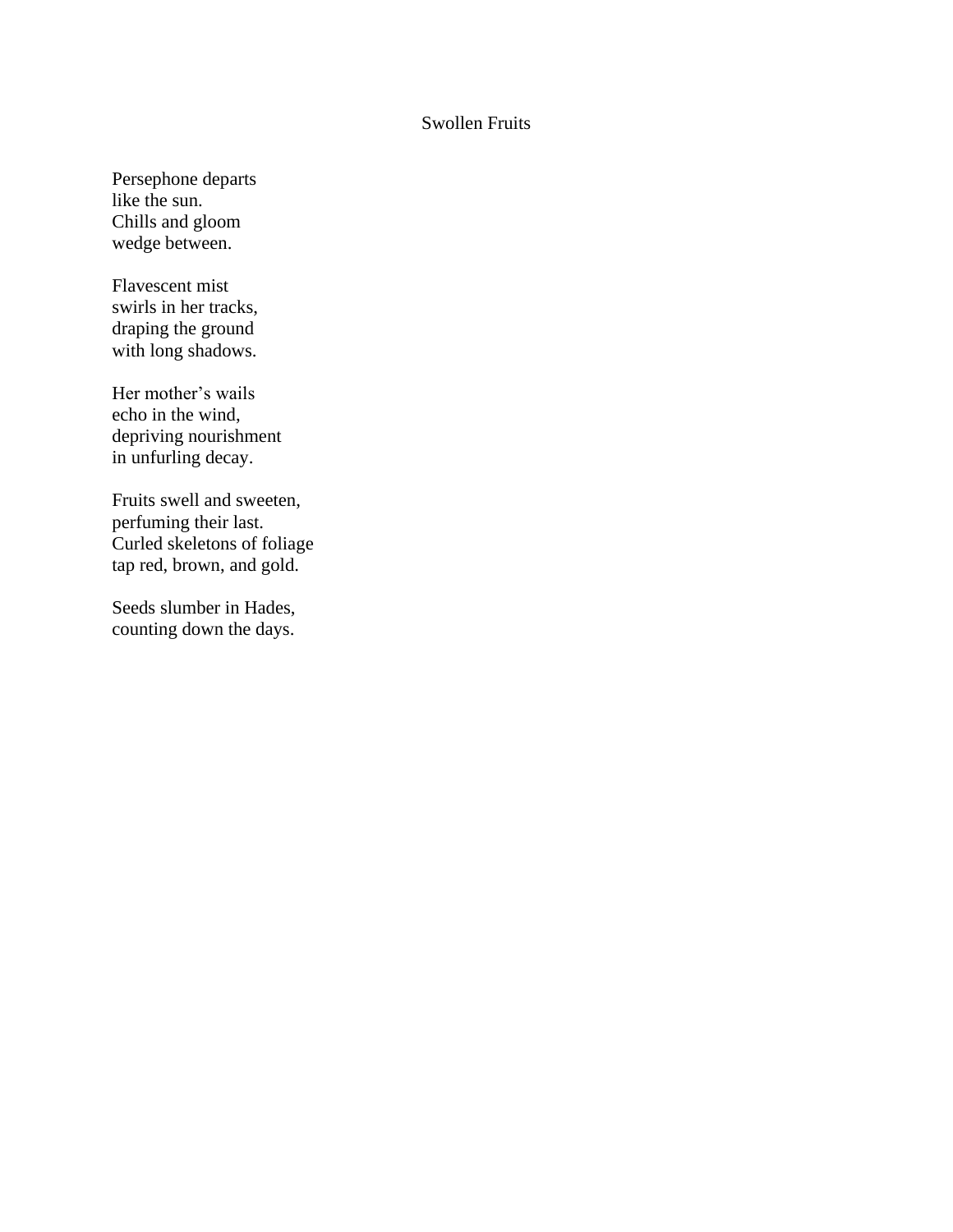# Swollen Fruits

Persephone departs  
like the sun.  
Chills and gloom  
wedge between.

Flavescent mist  
swirls in her tracks,  
draping the ground  
with long shadows.

Her mother's wails  
echo in the wind,  
depriving nourishment  
in unfurling decay.

Fruits swell and sweeten,  
perfuming their last.  
Curled skeletons of foliage  
tap red, brown, and gold.

Seeds slumber in Hades,  
counting down the days.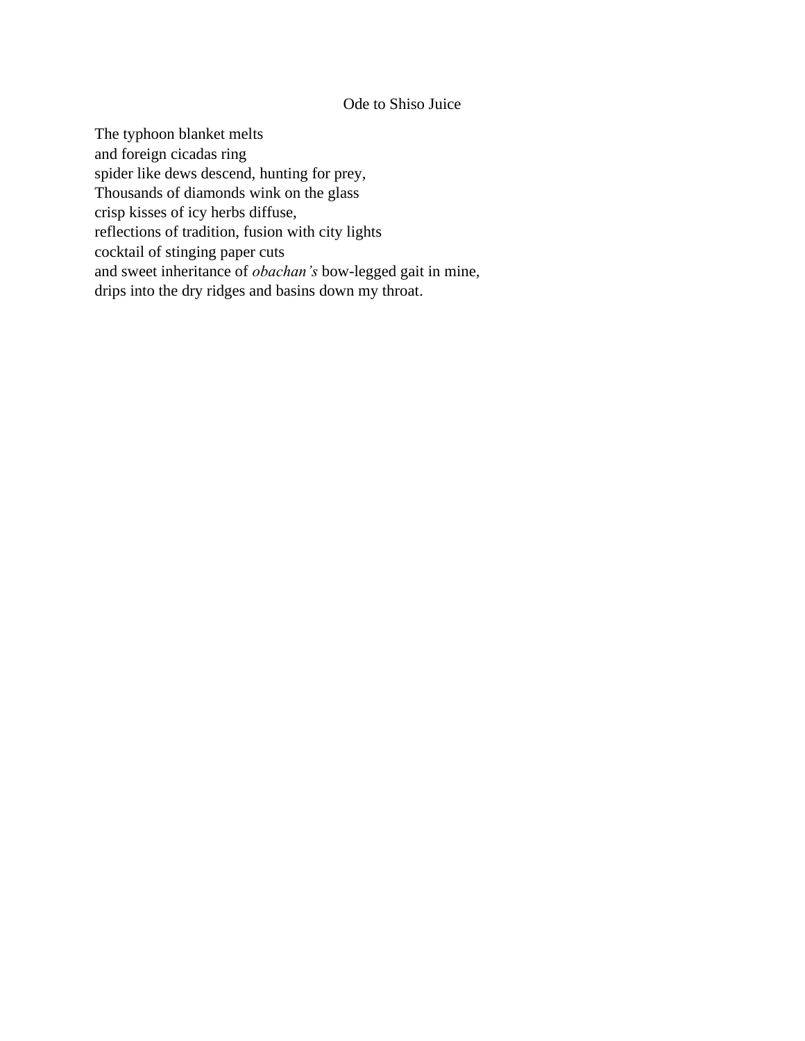# Ode to Shiso Juice

The typhoon blanket melts  
and foreign cicadas ring  
spider like dews descend, hunting for prey,  
Thousands of diamonds wink on the glass  
crisp kisses of icy herbs diffuse,  
reflections of tradition, fusion with city lights  
cocktail of stinging paper cuts  
and sweet inheritance of *obachan's* bow-legged gait in mine,  
drips into the dry ridges and basins down my throat.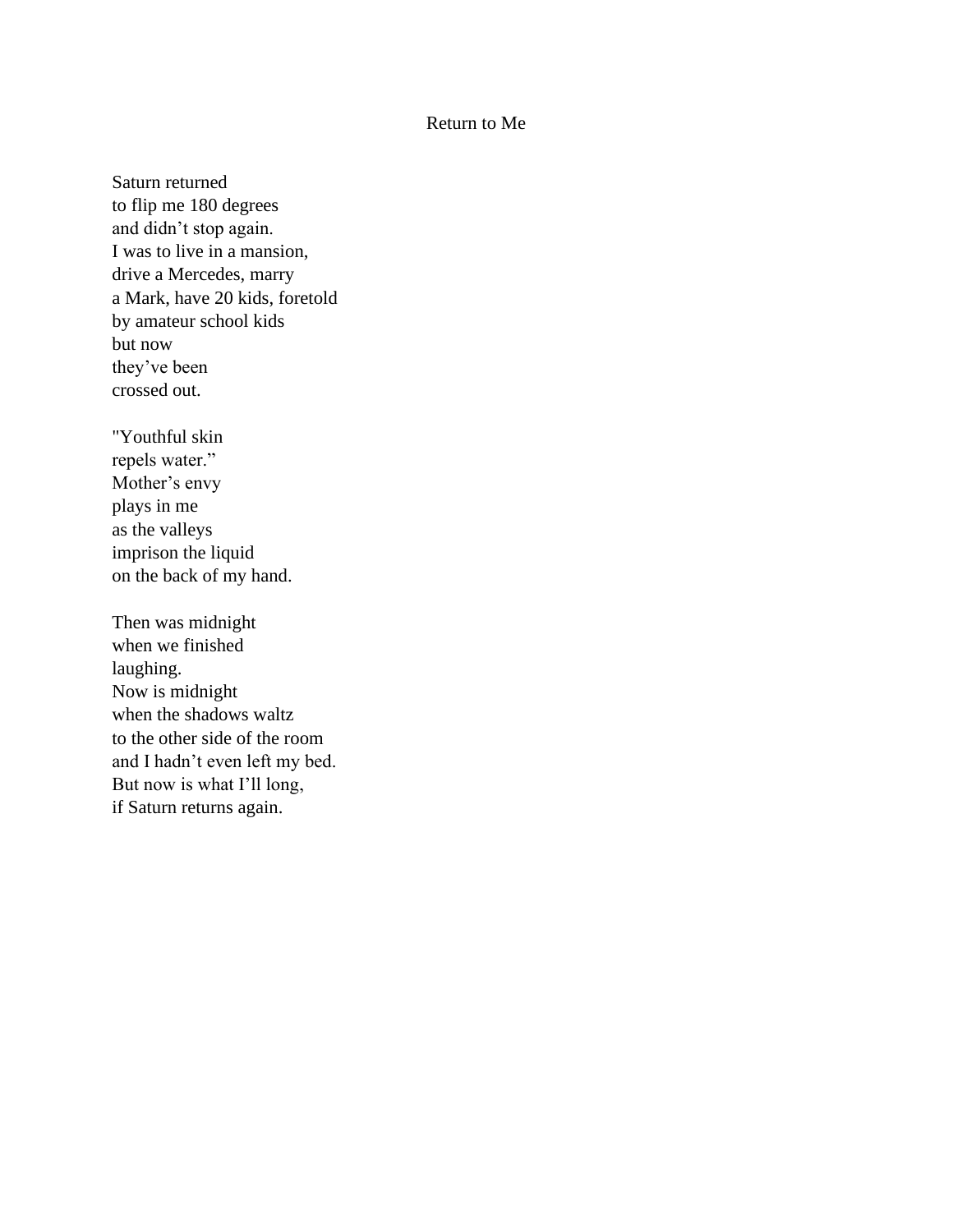# Return to Me

Saturn returned  
to flip me 180 degrees  
and didn't stop again.  
I was to live in a mansion,  
drive a Mercedes, marry  
a Mark, have 20 kids, foretold  
by amateur school kids  
but now  
they've been  
crossed out.

"Youthful skin  
repels water."  
Mother's envy  
plays in me  
as the valleys  
imprison the liquid  
on the back of my hand.

Then was midnight  
when we finished  
laughing.  
Now is midnight  
when the shadows waltz  
to the other side of the room  
and I hadn't even left my bed.  
But now is what I'll long,  
if Saturn returns again.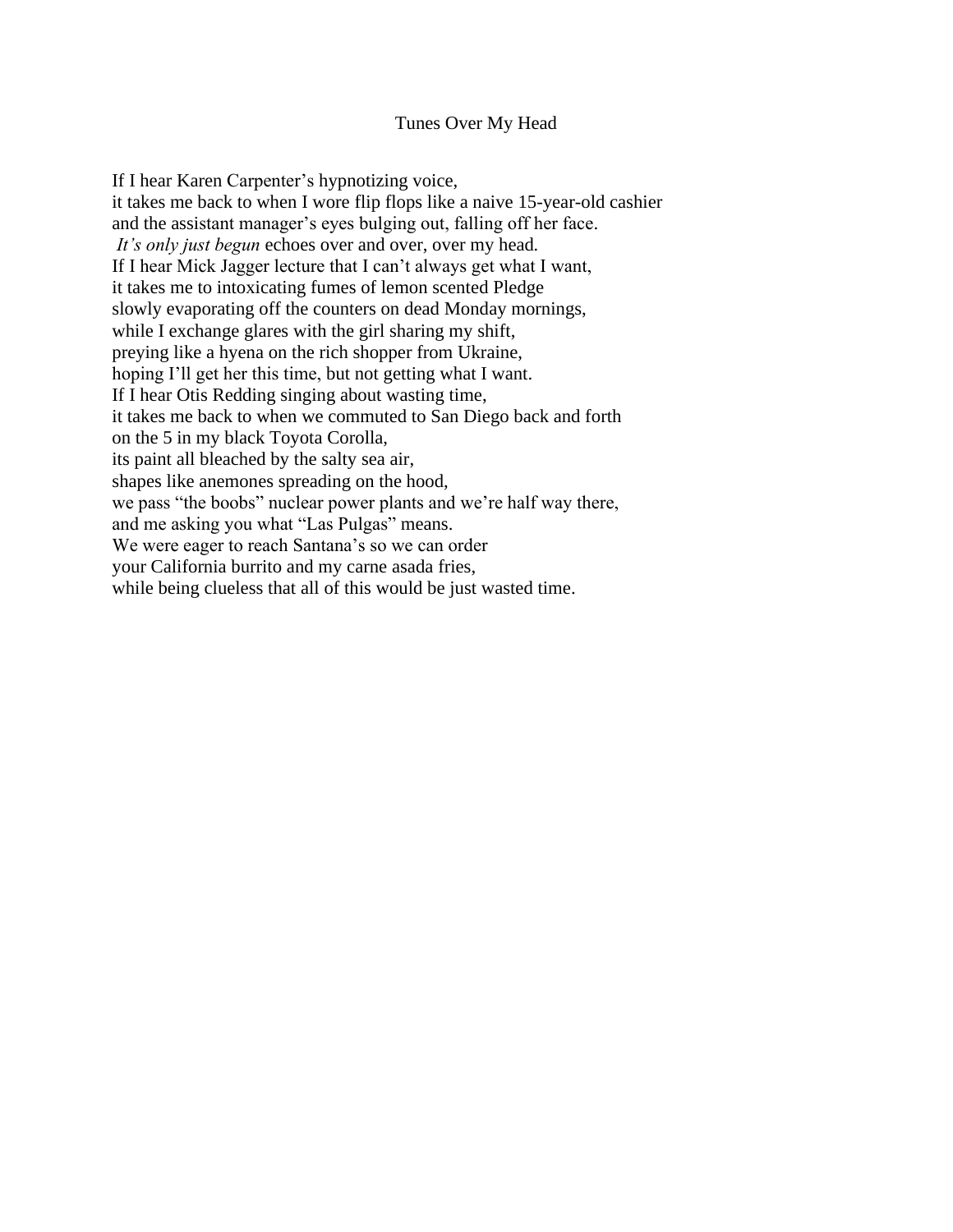# Tunes Over My Head

If I hear Karen Carpenter's hypnotizing voice,  
it takes me back to when I wore flip flops like a naive 15-year-old cashier  
and the assistant manager's eyes bulging out, falling off her face.  
*It's only just begun* echoes over and over, over my head.  
If I hear Mick Jagger lecture that I can't always get what I want,  
it takes me to intoxicating fumes of lemon scented Pledge  
slowly evaporating off the counters on dead Monday mornings,  
while I exchange glares with the girl sharing my shift,  
preying like a hyena on the rich shopper from Ukraine,  
hoping I'll get her this time, but not getting what I want.  
If I hear Otis Redding singing about wasting time,  
it takes me back to when we commuted to San Diego back and forth  
on the 5 in my black Toyota Corolla,  
its paint all bleached by the salty sea air,  
shapes like anemones spreading on the hood,  
we pass "the boobs" nuclear power plants and we're half way there,  
and me asking you what "Las Pulgas" means.  
We were eager to reach Santana's so we can order  
your California burrito and my carne asada fries,  
while being clueless that all of this would be just wasted time.